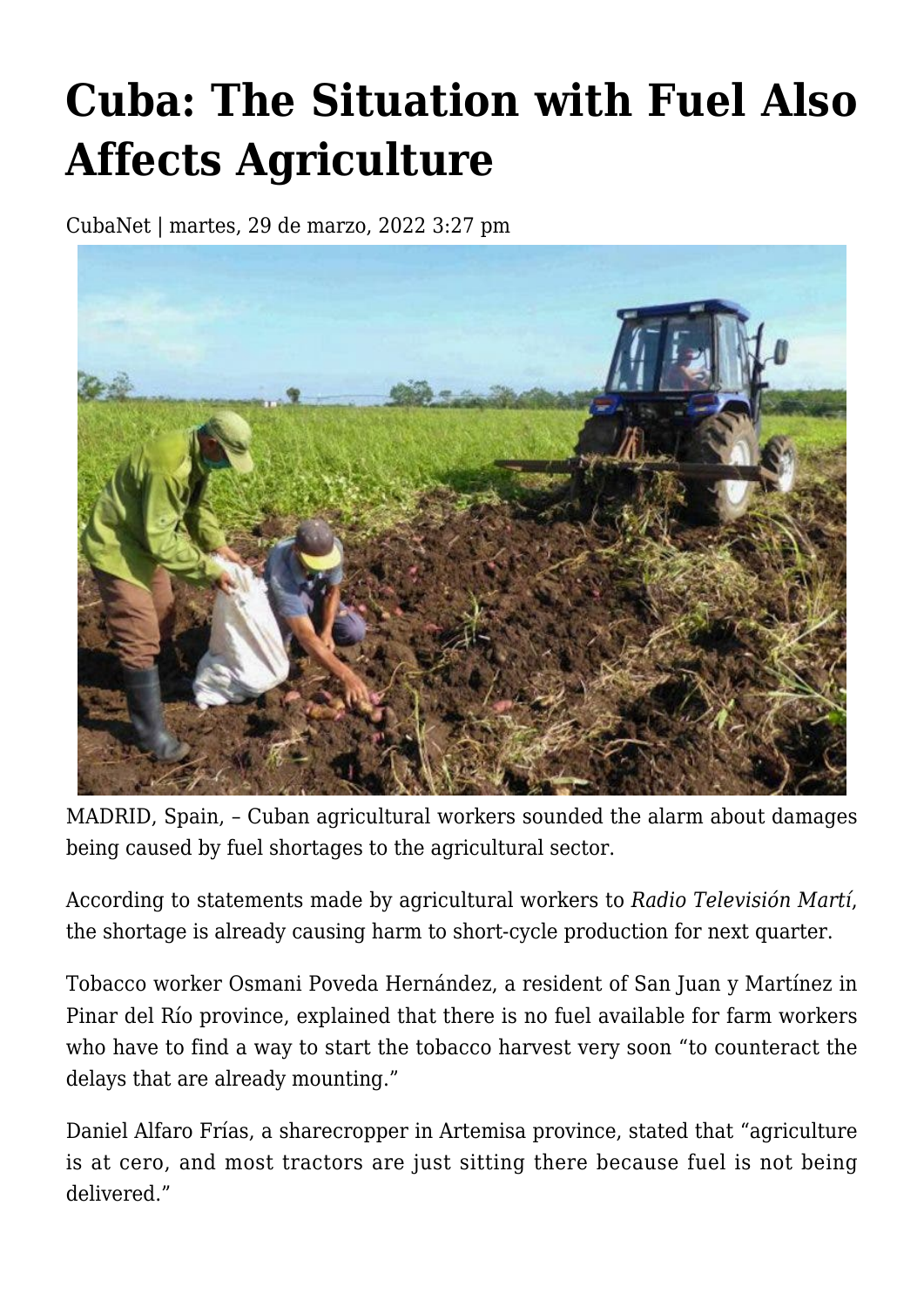# Cuba: The Situation with Fuel Also Affects Agriculture

CubaNet | martes, 29 de marzo, 2022 3:27 pm

MADRID, Spain, – Cuban agricultural workers sounded the alarm about damages being caused by fuel shortages to the agricultural sector.

According to statements made by agricultural workers to *Radio Televisión Martí*, the shortage is already causing harm to short-cycle production for next quarter.

Tobacco worker Osmani Poveda Hernández, a resident of San Juan y Martínez in Pinar del Río province, explained that there is no fuel available for farm workers who have to find a way to start the tobacco harvest very soon "to counteract the delays that are already mounting."

Daniel Alfaro Frías, a sharecropper in Artemisa province, stated that "agriculture is at cero, and most tractors are just sitting there because fuel is not being delivered."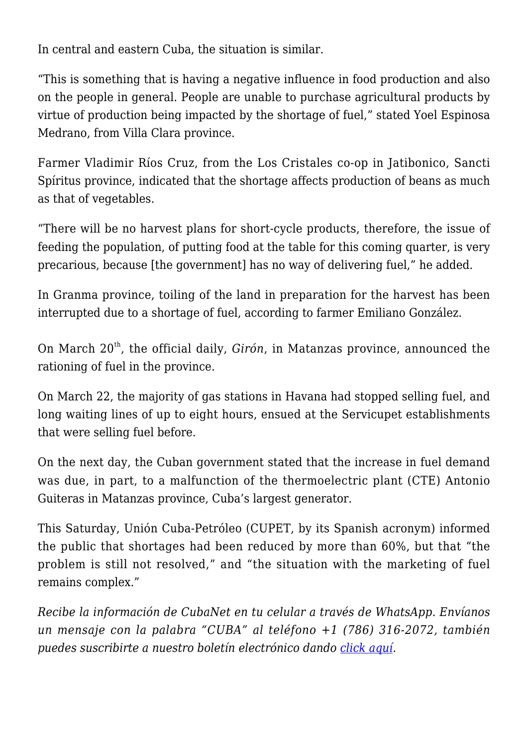In central and eastern Cuba, the situation is similar.

"This is something that is having a negative influence in food production and also on the people in general. People are unable to purchase agricultural products by virtue of production being impacted by the shortage of fuel," stated Yoel Espinosa Medrano, from Villa Clara province.

Farmer Vladimir Ríos Cruz, from the Los Cristales co-op in Jatibonico, Sancti Spíritus province, indicated that the shortage affects production of beans as much as that of vegetables.

"There will be no harvest plans for short-cycle products, therefore, the issue of feeding the population, of putting food at the table for this coming quarter, is very precarious, because [the government] has no way of delivering fuel," he added.

In Granma province, toiling of the land in preparation for the harvest has been interrupted due to a shortage of fuel, according to farmer Emiliano González.

On March 20th, the official daily, *Girón*, in Matanzas province, announced the rationing of fuel in the province.

On March 22, the majority of gas stations in Havana had stopped selling fuel, and long waiting lines of up to eight hours, ensued at the Servicupet establishments that were selling fuel before.

On the next day, the Cuban government stated that the increase in fuel demand was due, in part, to a malfunction of the thermoelectric plant (CTE) Antonio Guiteras in Matanzas province, Cuba's largest generator.

This Saturday, Unión Cuba-Petróleo (CUPET, by its Spanish acronym) informed the public that shortages had been reduced by more than 60%, but that "the problem is still not resolved," and "the situation with the marketing of fuel remains complex."

*Recibe la información de CubaNet en tu celular a través de WhatsApp. Envíanos un mensaje con la palabra "CUBA" al teléfono +1 (786) 316-2072, también puedes suscribirte a nuestro boletín electrónico dando click aquí.*